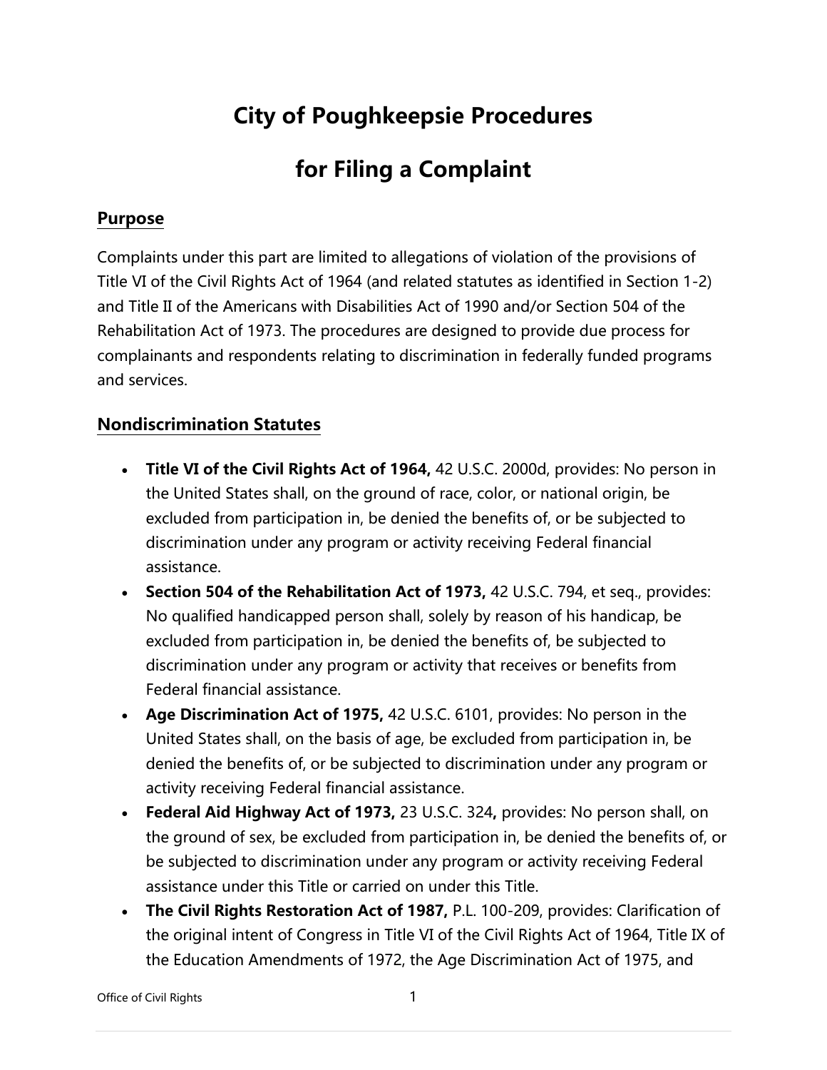# City of Poughkeepsie Procedures

# for Filing a Complaint

## Purpose

Complaints under this part are limited to allegations of violation of the provisions of Title VI of the Civil Rights Act of 1964 (and related statutes as identified in Section 1-2) and Title II of the Americans with Disabilities Act of 1990 and/or Section 504 of the Rehabilitation Act of 1973. The procedures are designed to provide due process for complainants and respondents relating to discrimination in federally funded programs and services.

## Nondiscrimination Statutes

- **Title VI of the Civil Rights Act of 1964,** 42 U.S.C. 2000d, provides: No person in the United States shall, on the ground of race, color, or national origin, be excluded from participation in, be denied the benefits of, or be subjected to discrimination under any program or activity receiving Federal financial assistance.
- **Section 504 of the Rehabilitation Act of 1973,** 42 U.S.C. 794, et seq., provides: No qualified handicapped person shall, solely by reason of his handicap, be excluded from participation in, be denied the benefits of, be subjected to discrimination under any program or activity that receives or benefits from Federal financial assistance.
- **Age Discrimination Act of 1975,** 42 U.S.C. 6101, provides: No person in the United States shall, on the basis of age, be excluded from participation in, be denied the benefits of, or be subjected to discrimination under any program or activity receiving Federal financial assistance.
- **Federal Aid Highway Act of 1973,** 23 U.S.C. 324**,** provides: No person shall, on the ground of sex, be excluded from participation in, be denied the benefits of, or be subjected to discrimination under any program or activity receiving Federal assistance under this Title or carried on under this Title.
- **The Civil Rights Restoration Act of 1987,** P.L. 100-209, provides: Clarification of the original intent of Congress in Title VI of the Civil Rights Act of 1964, Title IX of the Education Amendments of 1972, the Age Discrimination Act of 1975, and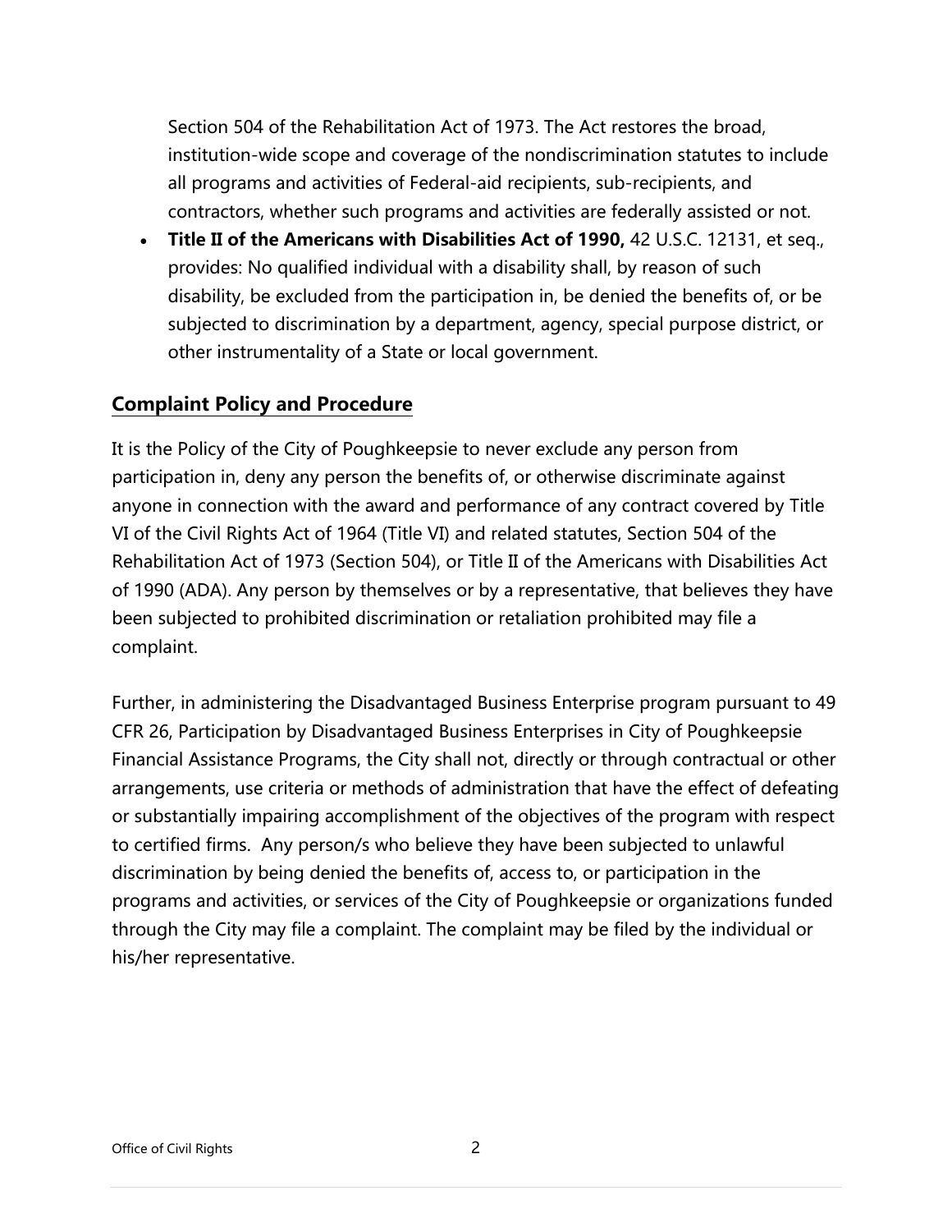Section 504 of the Rehabilitation Act of 1973. The Act restores the broad, institution-wide scope and coverage of the nondiscrimination statutes to include all programs and activities of Federal-aid recipients, sub-recipients, and contractors, whether such programs and activities are federally assisted or not.

- **Title II of the Americans with Disabilities Act of 1990,** 42 U.S.C. 12131, et seq., provides: No qualified individual with a disability shall, by reason of such disability, be excluded from the participation in, be denied the benefits of, or be subjected to discrimination by a department, agency, special purpose district, or other instrumentality of a State or local government.

## Complaint Policy and Procedure

It is the Policy of the City of Poughkeepsie to never exclude any person from participation in, deny any person the benefits of, or otherwise discriminate against anyone in connection with the award and performance of any contract covered by Title VI of the Civil Rights Act of 1964 (Title VI) and related statutes, Section 504 of the Rehabilitation Act of 1973 (Section 504), or Title II of the Americans with Disabilities Act of 1990 (ADA). Any person by themselves or by a representative, that believes they have been subjected to prohibited discrimination or retaliation prohibited may file a complaint.

Further, in administering the Disadvantaged Business Enterprise program pursuant to 49 CFR 26, Participation by Disadvantaged Business Enterprises in City of Poughkeepsie Financial Assistance Programs, the City shall not, directly or through contractual or other arrangements, use criteria or methods of administration that have the effect of defeating or substantially impairing accomplishment of the objectives of the program with respect to certified firms. Any person/s who believe they have been subjected to unlawful discrimination by being denied the benefits of, access to, or participation in the programs and activities, or services of the City of Poughkeepsie or organizations funded through the City may file a complaint. The complaint may be filed by the individual or his/her representative.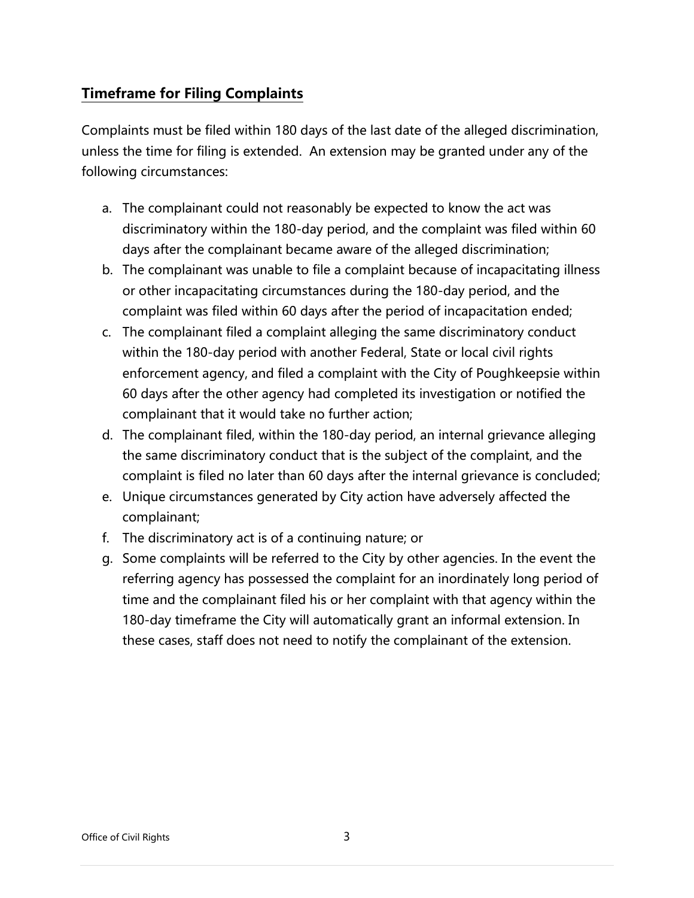## **Timeframe for Filing Complaints**

Complaints must be filed within 180 days of the last date of the alleged discrimination, unless the time for filing is extended. An extension may be granted under any of the following circumstances:

a. The complainant could not reasonably be expected to know the act was discriminatory within the 180-day period, and the complaint was filed within 60 days after the complainant became aware of the alleged discrimination;
b. The complainant was unable to file a complaint because of incapacitating illness or other incapacitating circumstances during the 180-day period, and the complaint was filed within 60 days after the period of incapacitation ended;
c. The complainant filed a complaint alleging the same discriminatory conduct within the 180-day period with another Federal, State or local civil rights enforcement agency, and filed a complaint with the City of Poughkeepsie within 60 days after the other agency had completed its investigation or notified the complainant that it would take no further action;
d. The complainant filed, within the 180-day period, an internal grievance alleging the same discriminatory conduct that is the subject of the complaint, and the complaint is filed no later than 60 days after the internal grievance is concluded;
e. Unique circumstances generated by City action have adversely affected the complainant;
f. The discriminatory act is of a continuing nature; or
g. Some complaints will be referred to the City by other agencies. In the event the referring agency has possessed the complaint for an inordinately long period of time and the complainant filed his or her complaint with that agency within the 180-day timeframe the City will automatically grant an informal extension. In these cases, staff does not need to notify the complainant of the extension.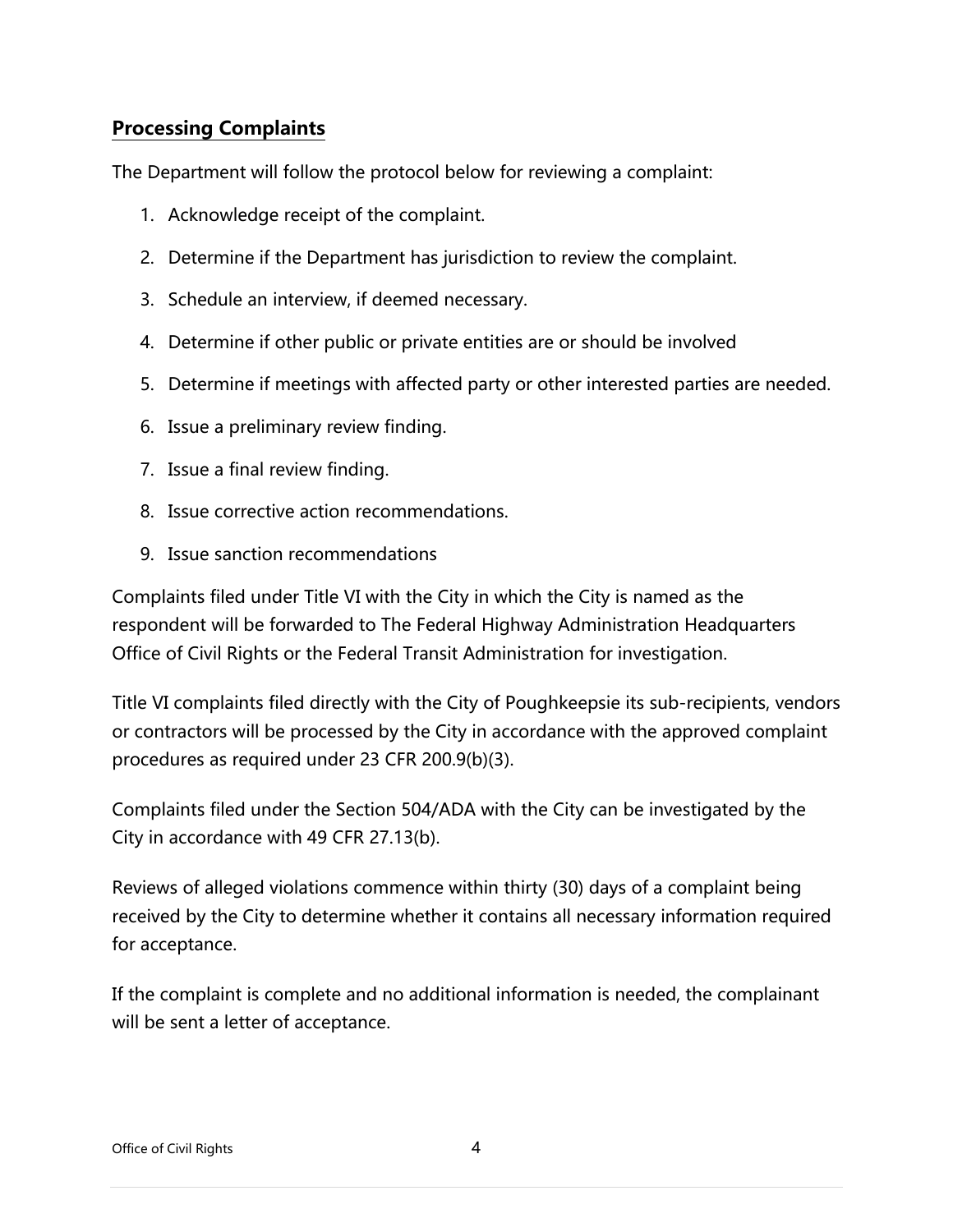## Processing Complaints

The Department will follow the protocol below for reviewing a complaint:

1. Acknowledge receipt of the complaint.
2. Determine if the Department has jurisdiction to review the complaint.
3. Schedule an interview, if deemed necessary.
4. Determine if other public or private entities are or should be involved
5. Determine if meetings with affected party or other interested parties are needed.
6. Issue a preliminary review finding.
7. Issue a final review finding.
8. Issue corrective action recommendations.
9. Issue sanction recommendations

Complaints filed under Title VI with the City in which the City is named as the respondent will be forwarded to The Federal Highway Administration Headquarters Office of Civil Rights or the Federal Transit Administration for investigation.

Title VI complaints filed directly with the City of Poughkeepsie its sub-recipients, vendors or contractors will be processed by the City in accordance with the approved complaint procedures as required under 23 CFR 200.9(b)(3).

Complaints filed under the Section 504/ADA with the City can be investigated by the City in accordance with 49 CFR 27.13(b).

Reviews of alleged violations commence within thirty (30) days of a complaint being received by the City to determine whether it contains all necessary information required for acceptance.

If the complaint is complete and no additional information is needed, the complainant will be sent a letter of acceptance.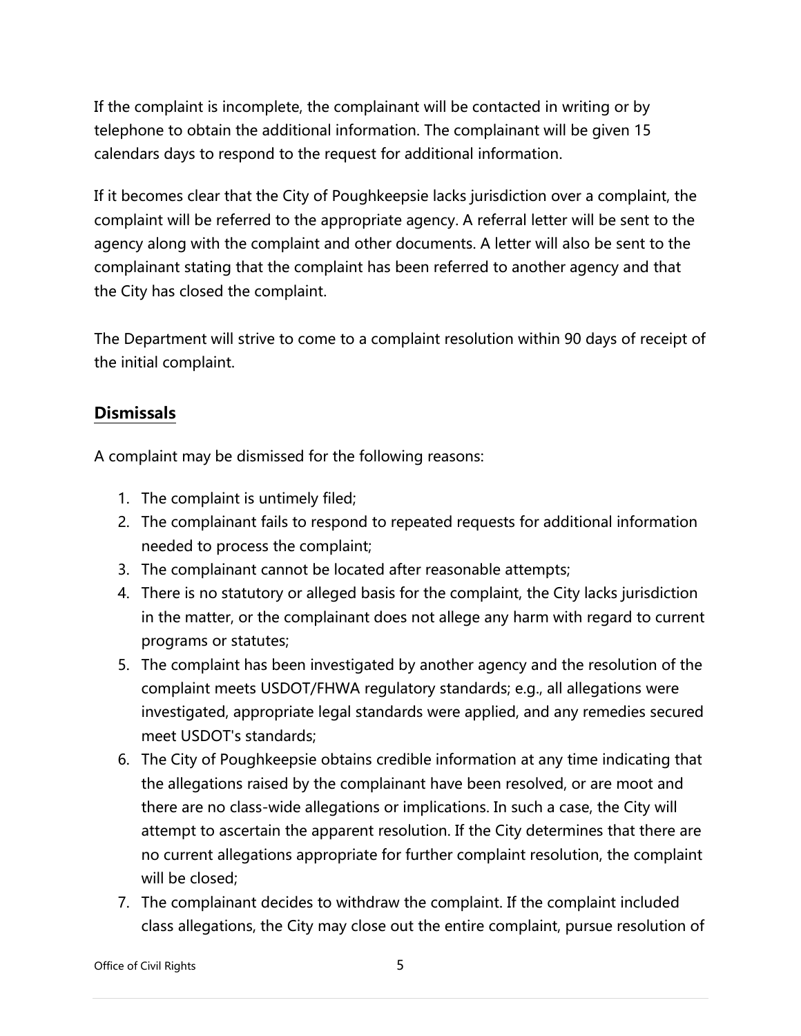If the complaint is incomplete, the complainant will be contacted in writing or by telephone to obtain the additional information. The complainant will be given 15 calendars days to respond to the request for additional information.

If it becomes clear that the City of Poughkeepsie lacks jurisdiction over a complaint, the complaint will be referred to the appropriate agency. A referral letter will be sent to the agency along with the complaint and other documents. A letter will also be sent to the complainant stating that the complaint has been referred to another agency and that the City has closed the complaint.

The Department will strive to come to a complaint resolution within 90 days of receipt of the initial complaint.

## Dismissals

A complaint may be dismissed for the following reasons:

1. The complaint is untimely filed;
2. The complainant fails to respond to repeated requests for additional information needed to process the complaint;
3. The complainant cannot be located after reasonable attempts;
4. There is no statutory or alleged basis for the complaint, the City lacks jurisdiction in the matter, or the complainant does not allege any harm with regard to current programs or statutes;
5. The complaint has been investigated by another agency and the resolution of the complaint meets USDOT/FHWA regulatory standards; e.g., all allegations were investigated, appropriate legal standards were applied, and any remedies secured meet USDOT's standards;
6. The City of Poughkeepsie obtains credible information at any time indicating that the allegations raised by the complainant have been resolved, or are moot and there are no class-wide allegations or implications. In such a case, the City will attempt to ascertain the apparent resolution. If the City determines that there are no current allegations appropriate for further complaint resolution, the complaint will be closed;
7. The complainant decides to withdraw the complaint. If the complaint included class allegations, the City may close out the entire complaint, pursue resolution of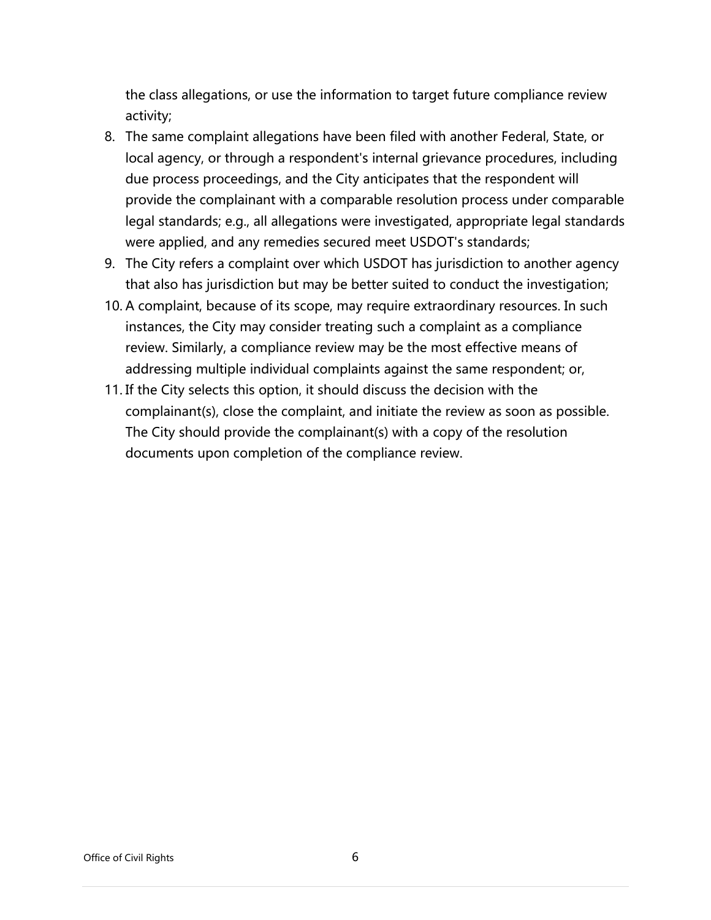the class allegations, or use the information to target future compliance review activity;

8. The same complaint allegations have been filed with another Federal, State, or local agency, or through a respondent's internal grievance procedures, including due process proceedings, and the City anticipates that the respondent will provide the complainant with a comparable resolution process under comparable legal standards; e.g., all allegations were investigated, appropriate legal standards were applied, and any remedies secured meet USDOT's standards;
9. The City refers a complaint over which USDOT has jurisdiction to another agency that also has jurisdiction but may be better suited to conduct the investigation;
10. A complaint, because of its scope, may require extraordinary resources. In such instances, the City may consider treating such a complaint as a compliance review. Similarly, a compliance review may be the most effective means of addressing multiple individual complaints against the same respondent; or,
11. If the City selects this option, it should discuss the decision with the complainant(s), close the complaint, and initiate the review as soon as possible. The City should provide the complainant(s) with a copy of the resolution documents upon completion of the compliance review.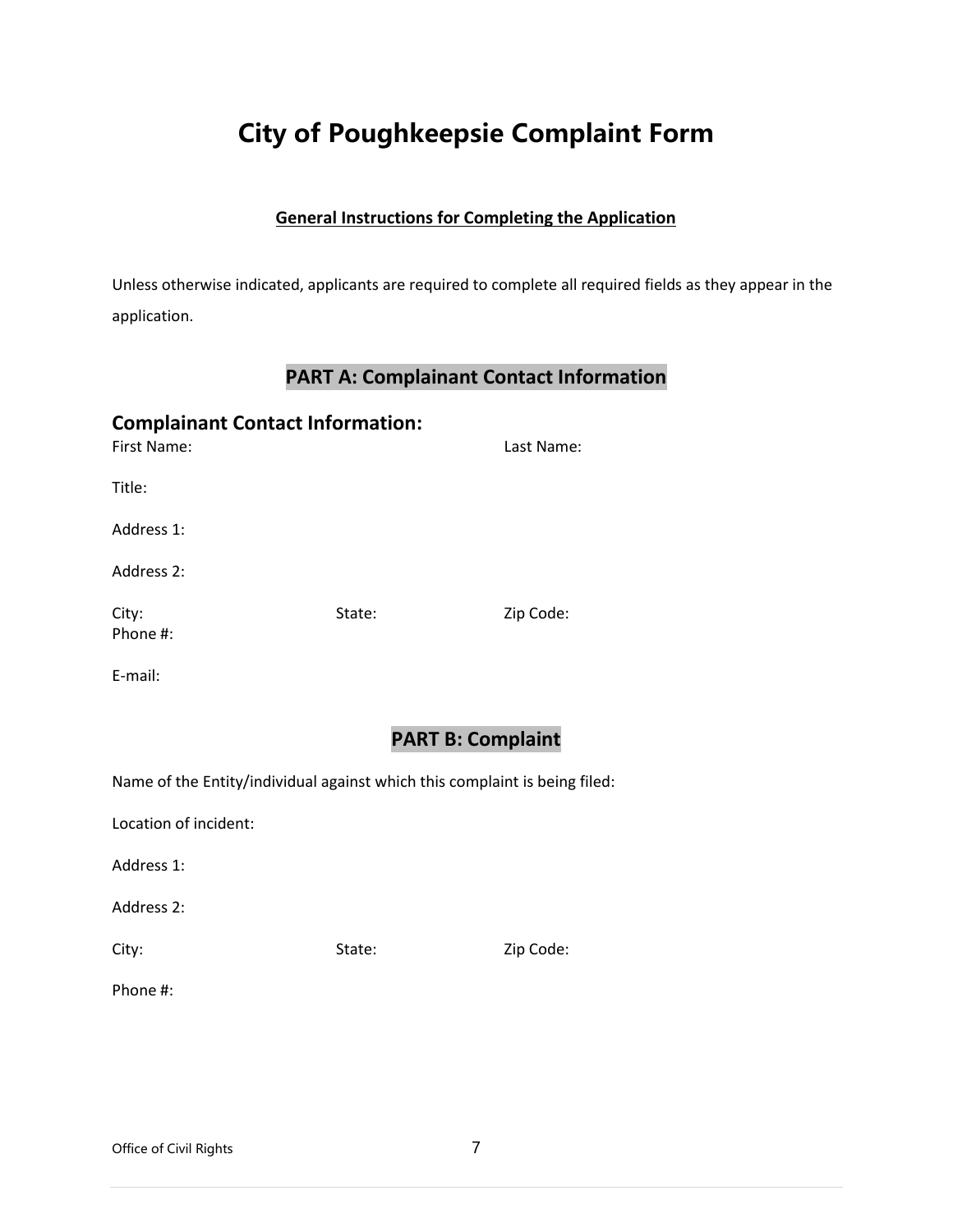# City of Poughkeepsie Complaint Form

**General Instructions for Completing the Application**

Unless otherwise indicated, applicants are required to complete all required fields as they appear in the application.

## PART A: Complainant Contact Information

### Complainant Contact Information:

First Name: Last Name:

Title:

Address 1:

Address 2:

City: State: Zip Code:

Phone #:

E-mail:

## PART B: Complaint

Name of the Entity/individual against which this complaint is being filed:

Location of incident:

Address 1:

Address 2:

City: State: Zip Code:

Phone #:

Office of Civil Rights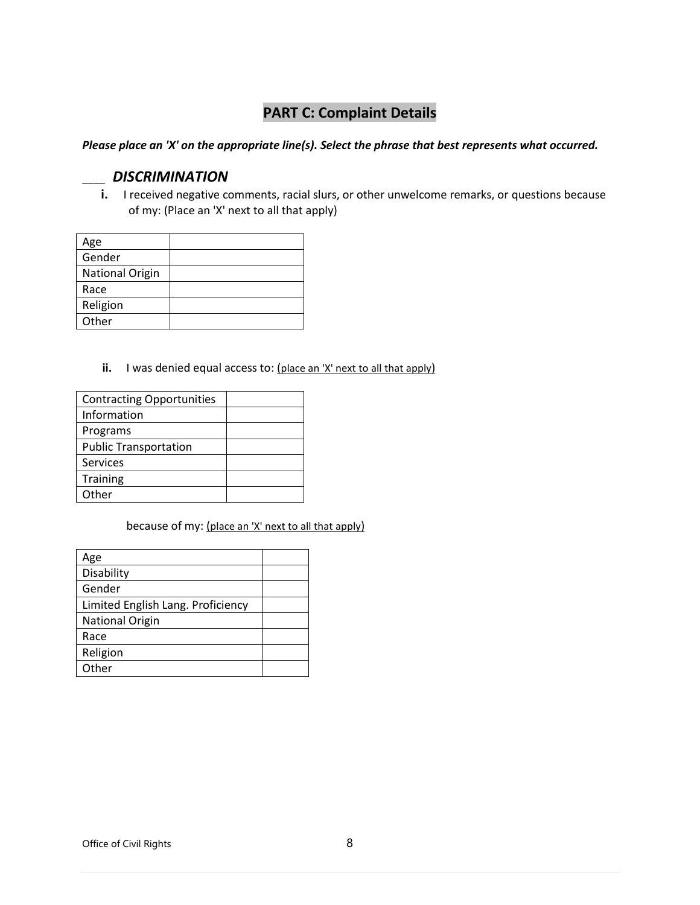## PART C: Complaint Details

***Please place an 'X' on the appropriate line(s). Select the phrase that best represents what occurred.***

___ ***DISCRIMINATION***

**i.** I received negative comments, racial slurs, or other unwelcome remarks, or questions because of my: (Place an 'X' next to all that apply)

| | |
|---|---|
| Age | |
| Gender | |
| National Origin | |
| Race | |
| Religion | |
| Other | |

**ii.** I was denied equal access to: (place an 'X' next to all that apply)

| | |
|---|---|
| Contracting Opportunities | |
| Information | |
| Programs | |
| Public Transportation | |
| Services | |
| Training | |
| Other | |

because of my: (place an 'X' next to all that apply)

| | |
|---|---|
| Age | |
| Disability | |
| Gender | |
| Limited English Lang. Proficiency | |
| National Origin | |
| Race | |
| Religion | |
| Other | |

Office of Civil Rights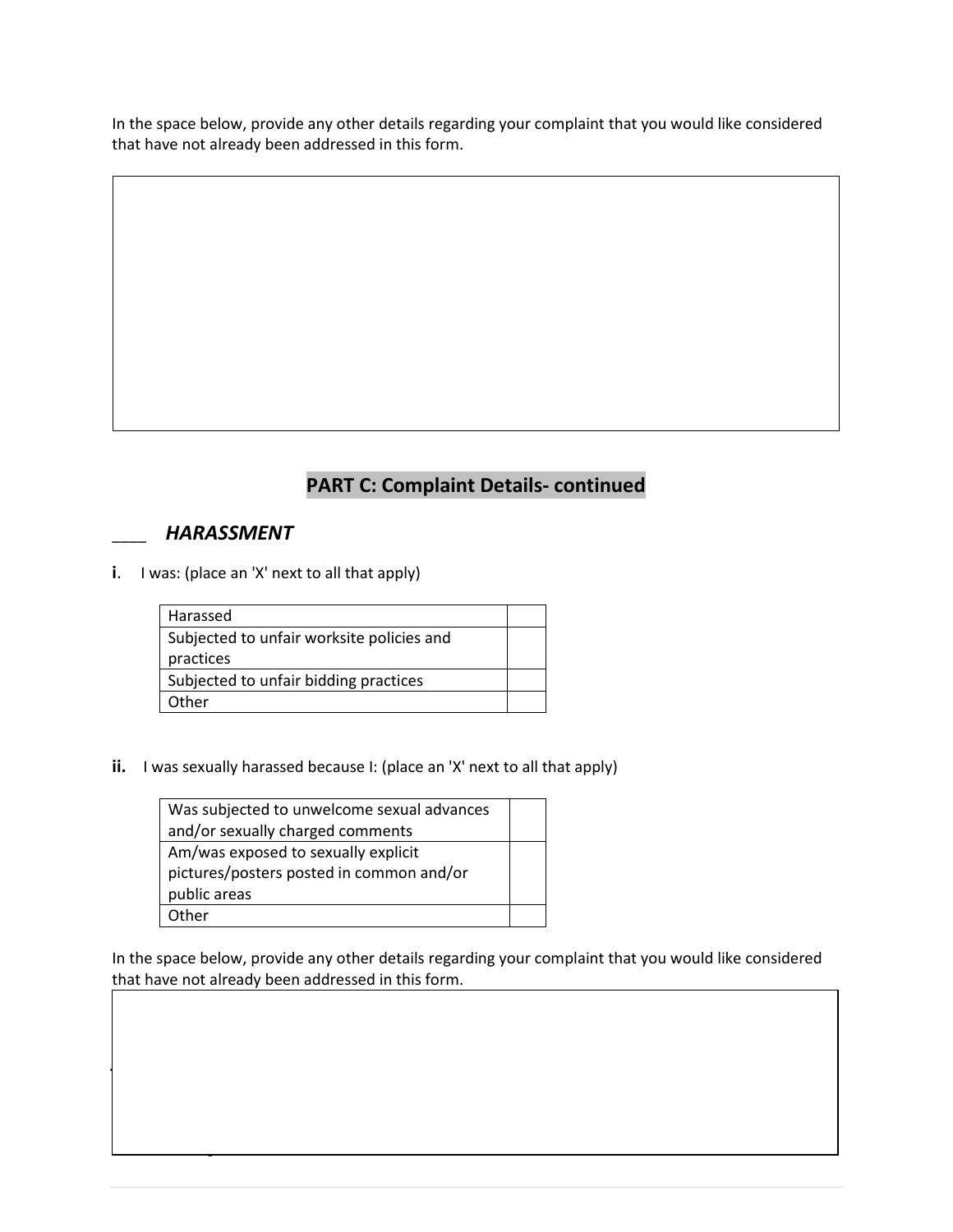In the space below, provide any other details regarding your complaint that you would like considered that have not already been addressed in this form.

| |
|---|
| |

## PART C: Complaint Details- continued

____ ***HARASSMENT***

**i**. I was: (place an 'X' next to all that apply)

| | |
|---|---|
| Harassed | |
| Subjected to unfair worksite policies and practices | |
| Subjected to unfair bidding practices | |
| Other | |

**ii.** I was sexually harassed because I: (place an 'X' next to all that apply)

| | |
|---|---|
| Was subjected to unwelcome sexual advances and/or sexually charged comments | |
| Am/was exposed to sexually explicit pictures/posters posted in common and/or public areas | |
| Other | |

In the space below, provide any other details regarding your complaint that you would like considered that have not already been addressed in this form.

| |
|---|
| |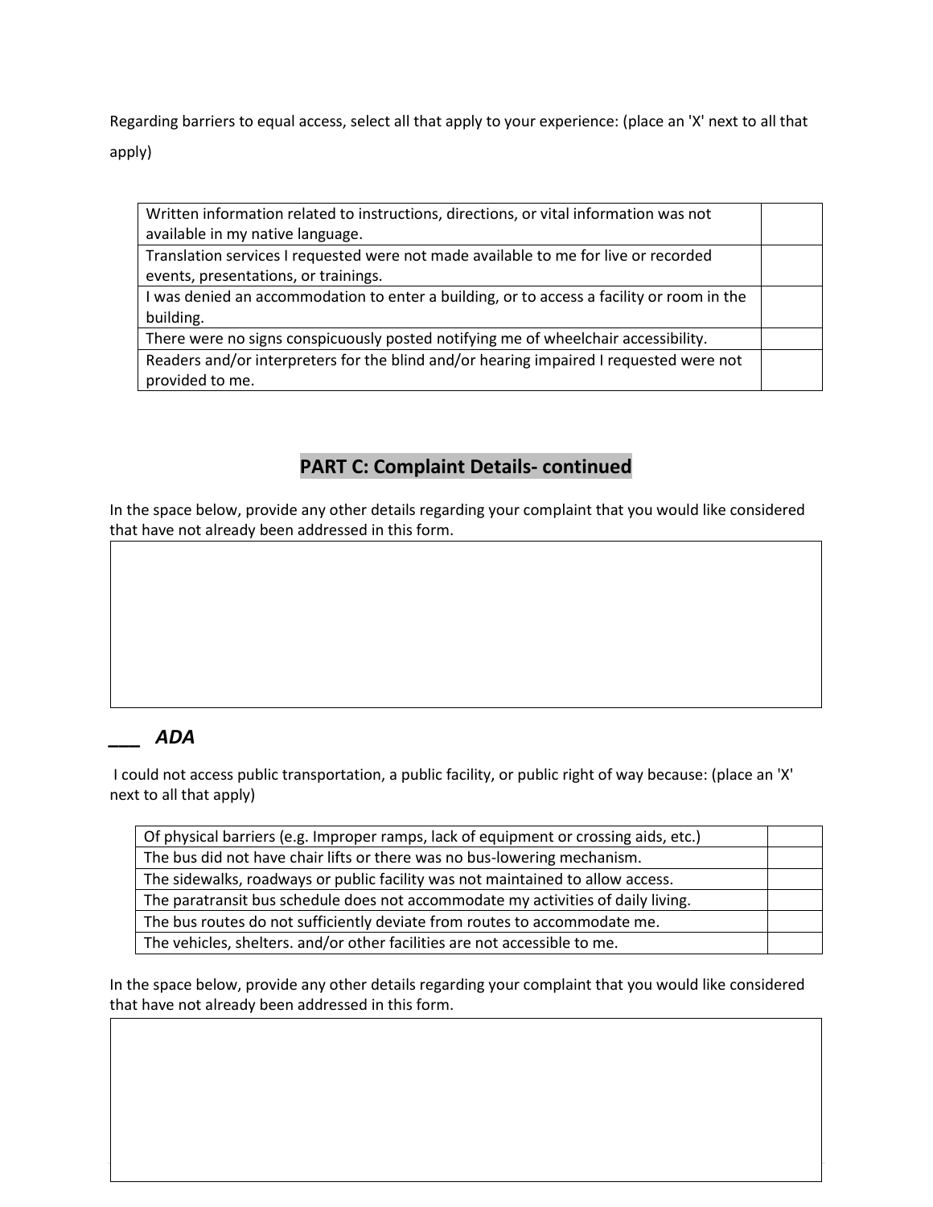Regarding barriers to equal access, select all that apply to your experience: (place an 'X' next to all that apply)

| | |
|---|---|
| Written information related to instructions, directions, or vital information was not available in my native language. | |
| Translation services I requested were not made available to me for live or recorded events, presentations, or trainings. | |
| I was denied an accommodation to enter a building, or to access a facility or room in the building. | |
| There were no signs conspicuously posted notifying me of wheelchair accessibility. | |
| Readers and/or interpreters for the blind and/or hearing impaired I requested were not provided to me. | |

## PART C: Complaint Details- continued

In the space below, provide any other details regarding your complaint that you would like considered that have not already been addressed in this form.

| |
|---|
| |

### ___ *ADA*

I could not access public transportation, a public facility, or public right of way because: (place an 'X' next to all that apply)

| | |
|---|---|
| Of physical barriers (e.g. Improper ramps, lack of equipment or crossing aids, etc.) | |
| The bus did not have chair lifts or there was no bus-lowering mechanism. | |
| The sidewalks, roadways or public facility was not maintained to allow access. | |
| The paratransit bus schedule does not accommodate my activities of daily living. | |
| The bus routes do not sufficiently deviate from routes to accommodate me. | |
| The vehicles, shelters. and/or other facilities are not accessible to me. | |

In the space below, provide any other details regarding your complaint that you would like considered that have not already been addressed in this form.

| |
|---|
| |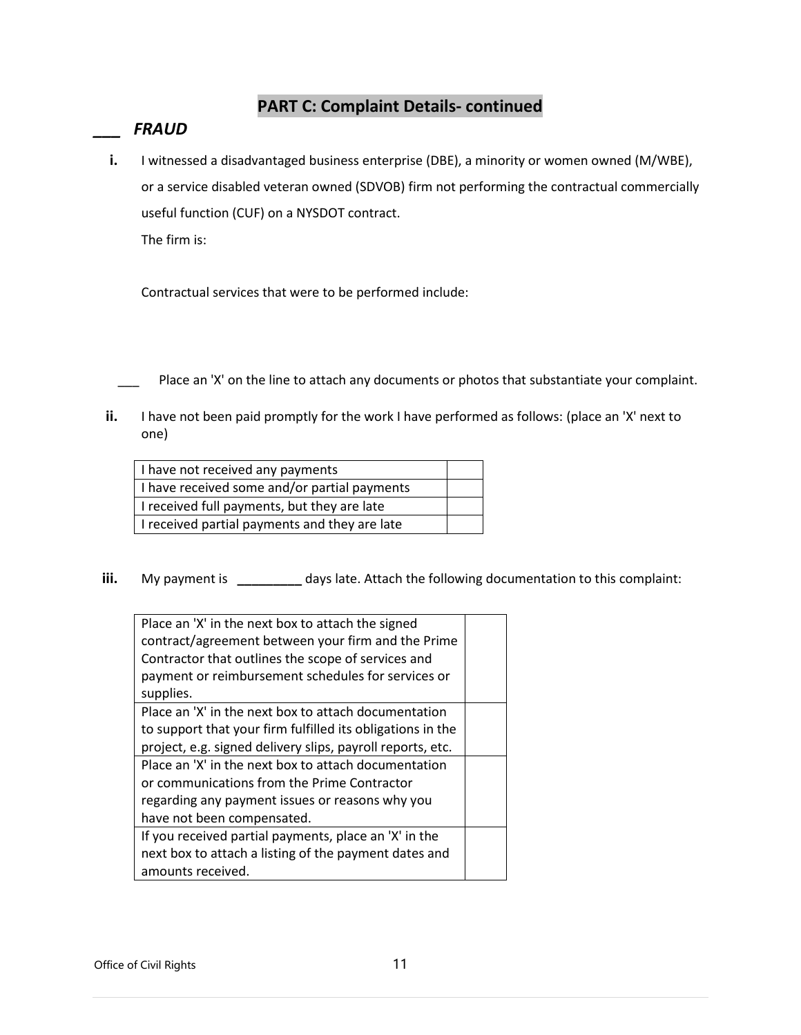## PART C: Complaint Details- continued

___ ***FRAUD***

**i.** I witnessed a disadvantaged business enterprise (DBE), a minority or women owned (M/WBE), or a service disabled veteran owned (SDVOB) firm not performing the contractual commercially useful function (CUF) on a NYSDOT contract.

The firm is:

Contractual services that were to be performed include:

___ Place an 'X' on the line to attach any documents or photos that substantiate your complaint.

**ii.** I have not been paid promptly for the work I have performed as follows: (place an 'X' next to one)

| | |
|---|---|
| I have not received any payments | |
| I have received some and/or partial payments | |
| I received full payments, but they are late | |
| I received partial payments and they are late | |

**iii.** My payment is **_________** days late. Attach the following documentation to this complaint:

| | |
|---|---|
| Place an 'X' in the next box to attach the signed contract/agreement between your firm and the Prime Contractor that outlines the scope of services and payment or reimbursement schedules for services or supplies. | |
| Place an 'X' in the next box to attach documentation to support that your firm fulfilled its obligations in the project, e.g. signed delivery slips, payroll reports, etc. | |
| Place an 'X' in the next box to attach documentation or communications from the Prime Contractor regarding any payment issues or reasons why you have not been compensated. | |
| If you received partial payments, place an 'X' in the next box to attach a listing of the payment dates and amounts received. | |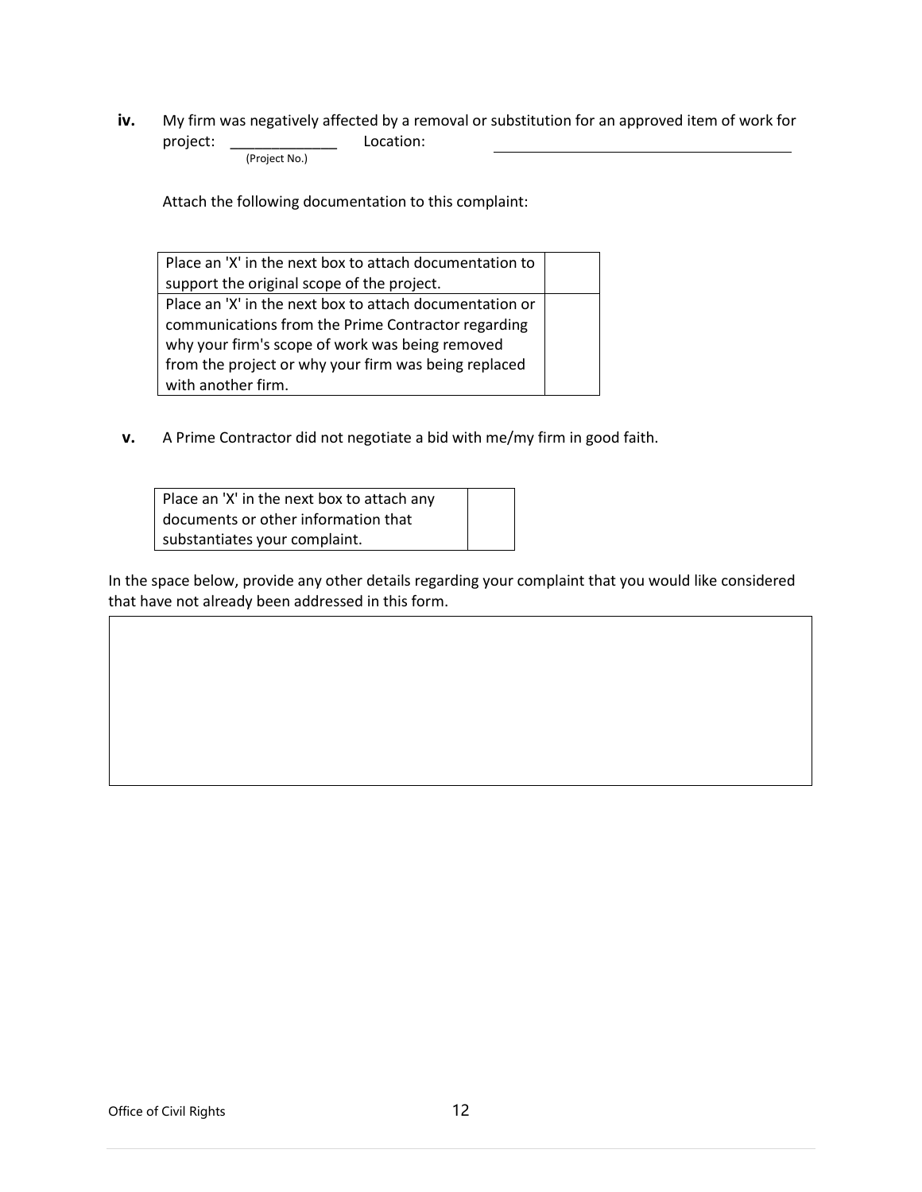**iv.** My firm was negatively affected by a removal or substitution for an approved item of work for project: _____________ (Project No.) Location: ______________________________________

Attach the following documentation to this complaint:

| | |
|---|---|
| Place an 'X' in the next box to attach documentation to support the original scope of the project. | |
| Place an 'X' in the next box to attach documentation or communications from the Prime Contractor regarding why your firm's scope of work was being removed from the project or why your firm was being replaced with another firm. | |

**v.** A Prime Contractor did not negotiate a bid with me/my firm in good faith.

| | |
|---|---|
| Place an 'X' in the next box to attach any documents or other information that substantiates your complaint. | |

In the space below, provide any other details regarding your complaint that you would like considered that have not already been addressed in this form.

| |
|---|
| |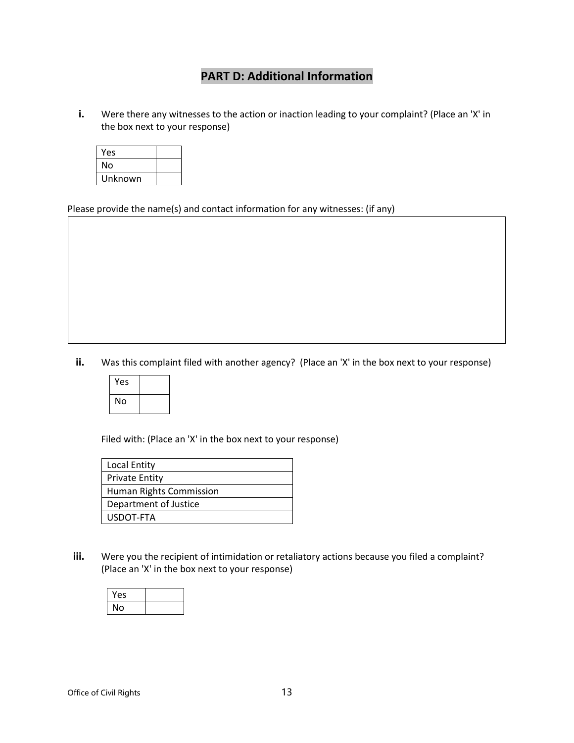## PART D: Additional Information

**i.** Were there any witnesses to the action or inaction leading to your complaint? (Place an 'X' in the box next to your response)

| | |
|---|---|
| Yes | |
| No | |
| Unknown | |

Please provide the name(s) and contact information for any witnesses: (if any)

| |
|---|
| |

**ii.** Was this complaint filed with another agency? (Place an 'X' in the box next to your response)

| | |
|---|---|
| Yes | |
| No | |

Filed with: (Place an 'X' in the box next to your response)

| | |
|---|---|
| Local Entity | |
| Private Entity | |
| Human Rights Commission | |
| Department of Justice | |
| USDOT-FTA | |

**iii.** Were you the recipient of intimidation or retaliatory actions because you filed a complaint? (Place an 'X' in the box next to your response)

| | |
|---|---|
| Yes | |
| No | |

Office of Civil Rights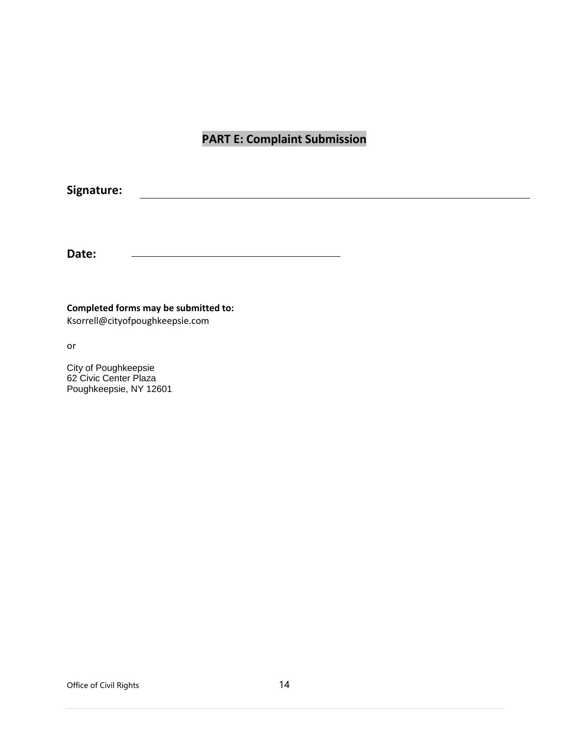## PART E: Complaint Submission

**Signature:** ______________________________________________

**Date:** ______________________________

**Completed forms may be submitted to:**
Ksorrell@cityofpoughkeepsie.com

or

City of Poughkeepsie
62 Civic Center Plaza
Poughkeepsie, NY 12601